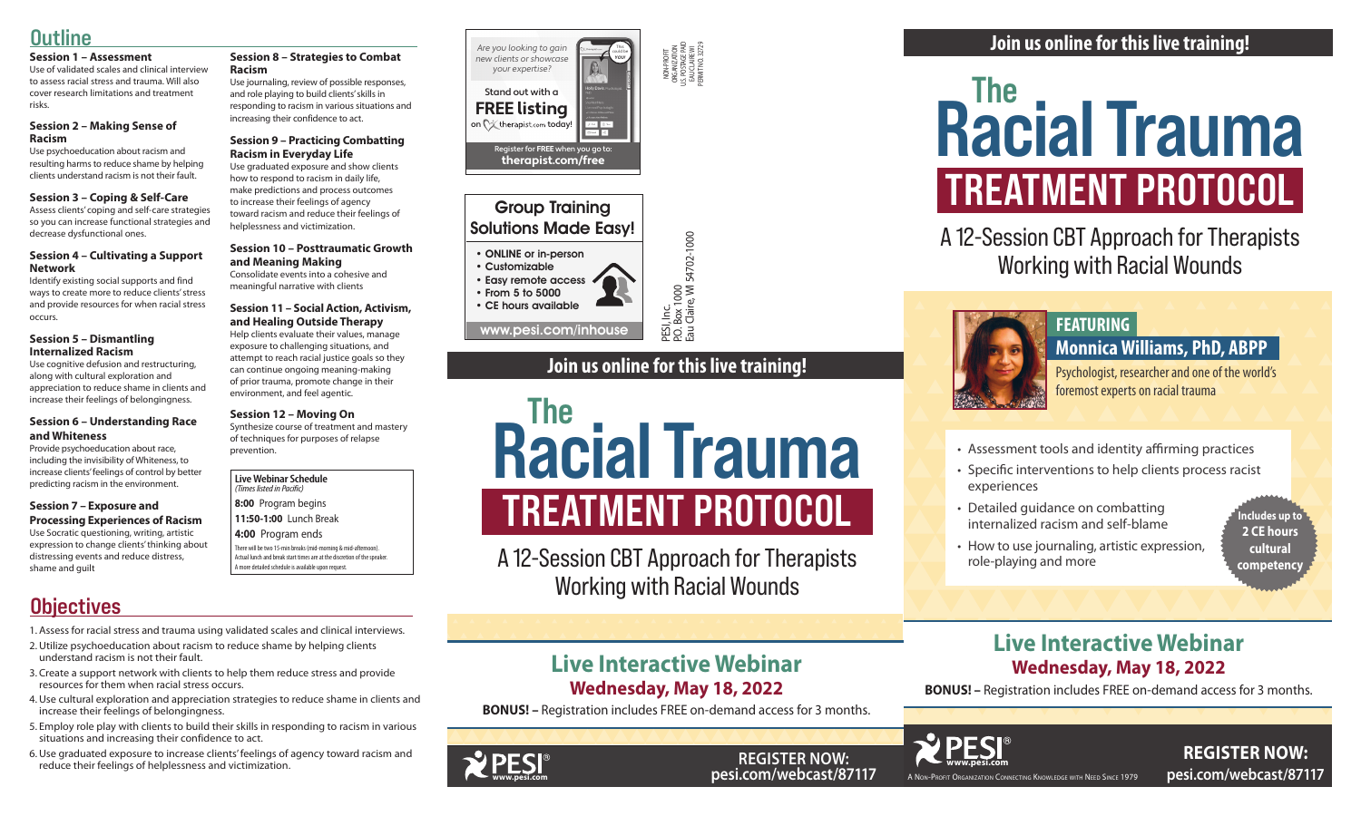## Outline

**Session 1 – Assessment**
Use of validated scales and clinical interview to assess racial stress and trauma. Will also cover research limitations and treatment risks.

**Session 2 – Making Sense of Racism**
Use psychoeducation about racism and resulting harms to reduce shame by helping clients understand racism is not their fault.

**Session 3 – Coping & Self-Care**
Assess clients' coping and self-care strategies so you can increase functional strategies and decrease dysfunctional ones.

**Session 4 – Cultivating a Support Network**
Identify existing social supports and find ways to create more to reduce clients' stress and provide resources for when racial stress occurs.

**Session 5 – Dismantling Internalized Racism**
Use cognitive defusion and restructuring, along with cultural exploration and appreciation to reduce shame in clients and increase their feelings of belongingness.

**Session 6 – Understanding Race and Whiteness**
Provide psychoeducation about race, including the invisibility of Whiteness, to increase clients' feelings of control by better predicting racism in the environment.

**Session 7 – Exposure and Processing Experiences of Racism**
Use Socratic questioning, writing, artistic expression to change clients' thinking about distressing events and reduce distress, shame and guilt

**Session 8 – Strategies to Combat Racism**
Use journaling, review of possible responses, and role playing to build clients' skills in responding to racism in various situations and increasing their confidence to act.

**Session 9 – Practicing Combatting Racism in Everyday Life**
Use graduated exposure and show clients how to respond to racism in daily life, make predictions and process outcomes to increase their feelings of agency toward racism and reduce their feelings of helplessness and victimization.

**Session 10 – Posttraumatic Growth and Meaning Making**
Consolidate events into a cohesive and meaningful narrative with clients

**Session 11 – Social Action, Activism, and Healing Outside Therapy**
Help clients evaluate their values, manage exposure to challenging situations, and attempt to reach racial justice goals so they can continue ongoing meaning-making of prior trauma, promote change in their environment, and feel agentic.

**Session 12 – Moving On**
Synthesize course of treatment and mastery of techniques for purposes of relapse prevention.

**Live Webinar Schedule**
*(Times listed in Pacific)*

**8:00** Program begins
**11:50-1:00** Lunch Break
**4:00** Program ends

There will be two 15-min breaks (mid-morning & mid-afternoon). Actual lunch and break start times are at the discretion of the speaker. A more detailed schedule is available upon request.

## Objectives

1. Assess for racial stress and trauma using validated scales and clinical interviews.
2. Utilize psychoeducation about racism to reduce shame by helping clients understand racism is not their fault.
3. Create a support network with clients to help them reduce stress and provide resources for them when racial stress occurs.
4. Use cultural exploration and appreciation strategies to reduce shame in clients and increase their feelings of belongingness.
5. Employ role play with clients to build their skills in responding to racism in various situations and increasing their confidence to act.
6. Use graduated exposure to increase clients' feelings of agency toward racism and reduce their feelings of helplessness and victimization.

*Are you looking to gain new clients or showcase your expertise?*

Stand out with a **FREE listing** on therapist.com today!

Register for **FREE** when you go to: **therapist.com/free**

NON-PROFIT ORGANIZATION U.S. POSTAGE PAID EAU CLAIRE WI PERMIT NO. 32729

**Group Training Solutions Made Easy!**

- ONLINE or in-person
- Customizable
- Easy remote access
- From 5 to 5000
- CE hours available

www.pesi.com/inhouse

PESI, Inc.
P.O. Box 1000
Eau Claire, WI 54702-1000

**Join us online for this live training!**

# The Racial Trauma TREATMENT PROTOCOL

A 12-Session CBT Approach for Therapists Working with Racial Wounds

## Live Interactive Webinar
### Wednesday, May 18, 2022

**BONUS!** – Registration includes FREE on-demand access for 3 months.

PESI® www.pesi.com

**REGISTER NOW: pesi.com/webcast/87117**

**Join us online for this live training!**

# The Racial Trauma TREATMENT PROTOCOL

A 12-Session CBT Approach for Therapists Working with Racial Wounds

**FEATURING**
**Monnica Williams, PhD, ABPP**
Psychologist, researcher and one of the world's foremost experts on racial trauma

- Assessment tools and identity affirming practices
- Specific interventions to help clients process racist experiences
- Detailed guidance on combatting internalized racism and self-blame
- How to use journaling, artistic expression, role-playing and more

**Includes up to 2 CE hours cultural competency**

## Live Interactive Webinar
### Wednesday, May 18, 2022

**BONUS!** – Registration includes FREE on-demand access for 3 months.

PESI® www.pesi.com
A Non-Profit Organization Connecting Knowledge with Need Since 1979

**REGISTER NOW: pesi.com/webcast/87117**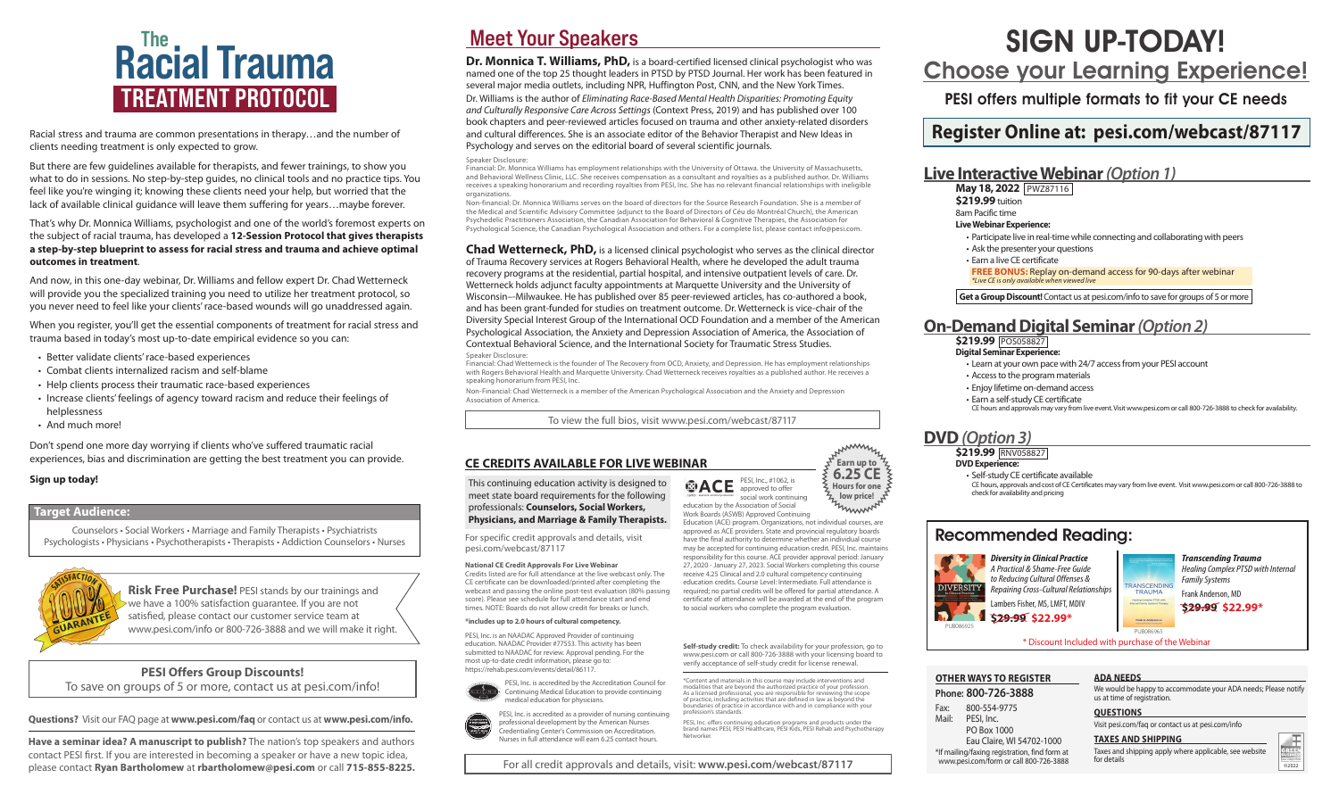# The Racial Trauma TREATMENT PROTOCOL

Racial stress and trauma are common presentations in therapy…and the number of clients needing treatment is only expected to grow.

But there are few guidelines available for therapists, and fewer trainings, to show you what to do in sessions. No step-by-step guides, no clinical tools and no practice tips. You feel like you're winging it; knowing these clients need your help, but worried that the lack of available clinical guidance will leave them suffering for years…maybe forever.

That's why Dr. Monnica Williams, psychologist and one of the world's foremost experts on the subject of racial trauma, has developed a **12-Session Protocol that gives therapists a step-by-step blueprint to assess for racial stress and trauma and achieve optimal outcomes in treatment**.

And now, in this one-day webinar, Dr. Williams and fellow expert Dr. Chad Wetterneck will provide you the specialized training you need to utilize her treatment protocol, so you never need to feel like your clients' race-based wounds will go unaddressed again.

When you register, you'll get the essential components of treatment for racial stress and trauma based in today's most up-to-date empirical evidence so you can:

- Better validate clients' race-based experiences
- Combat clients internalized racism and self-blame
- Help clients process their traumatic race-based experiences
- Increase clients' feelings of agency toward racism and reduce their feelings of helplessness
- And much more!

Don't spend one more day worrying if clients who've suffered traumatic racial experiences, bias and discrimination are getting the best treatment you can provide.

**Sign up today!**

### Target Audience:

Counselors • Social Workers • Marriage and Family Therapists • Psychiatrists Psychologists • Physicians • Psychotherapists • Therapists • Addiction Counselors • Nurses

SATISFACTION 100% GUARANTEE

**Risk Free Purchase!** PESI stands by our trainings and we have a 100% satisfaction guarantee. If you are not satisfied, please contact our customer service team at www.pesi.com/info or 800-726-3888 and we will make it right.

**PESI Offers Group Discounts!**
To save on groups of 5 or more, contact us at pesi.com/info!

**Questions?** Visit our FAQ page at **www.pesi.com/faq** or contact us at **www.pesi.com/info.**

**Have a seminar idea? A manuscript to publish?** The nation's top speakers and authors contact PESI first. If you are interested in becoming a speaker or have a new topic idea, please contact **Ryan Bartholomew** at **rbartholomew@pesi.com** or call **715-855-8225.**

## Meet Your Speakers

**Dr. Monnica T. Williams, PhD,** is a board-certified licensed clinical psychologist who was named one of the top 25 thought leaders in PTSD by PTSD Journal. Her work has been featured in several major media outlets, including NPR, Huffington Post, CNN, and the New York Times.

Dr. Williams is the author of *Eliminating Race-Based Mental Health Disparities: Promoting Equity and Culturally Responsive Care Across Settings* (Context Press, 2019) and has published over 100 book chapters and peer-reviewed articles focused on trauma and other anxiety-related disorders and cultural differences. She is an associate editor of the Behavior Therapist and New Ideas in Psychology and serves on the editorial board of several scientific journals.

Speaker Disclosure:
Financial: Dr. Monnica Williams has employment relationships with the University of Ottawa. the University of Massachusetts, and Behavioral Wellness Clinic, LLC. She receives compensation as a consultant and royalties as a published author. Dr. Williams receives a speaking honorarium and recording royalties from PESI, Inc. She has no relevant financial relationships with ineligible organizations.
Non-financial: Dr. Monnica Williams serves on the board of directors for the Source Research Foundation. She is a member of the Medical and Scientific Advisory Committee (adjunct to the Board of Directors of Céu do Montréal Church), the American Psychedelic Practitioners Association, the Canadian Association for Behavioral & Cognitive Therapies, the Association for Psychological Science, the Canadian Psychological Association and others. For a complete list, please contact info@pesi.com.

**Chad Wetterneck, PhD,** is a licensed clinical psychologist who serves as the clinical director of Trauma Recovery services at Rogers Behavioral Health, where he developed the adult trauma recovery programs at the residential, partial hospital, and intensive outpatient levels of care. Dr. Wetterneck holds adjunct faculty appointments at Marquette University and the University of Wisconsin—Milwaukee. He has published over 85 peer-reviewed articles, has co-authored a book, and has been grant-funded for studies on treatment outcome. Dr. Wetterneck is vice-chair of the Diversity Special Interest Group of the International OCD Foundation and a member of the American Psychological Association, the Anxiety and Depression Association of America, the Association of Contextual Behavioral Science, and the International Society for Traumatic Stress Studies.

Speaker Disclosure:
Financial: Chad Wetterneck is the founder of The Recovery from OCD, Anxiety, and Depression. He has employment relationships with Rogers Behavioral Health and Marquette University. Chad Wetterneck receives royalties as a published author. He receives a speaking honorarium from PESI, Inc.
Non-Financial: Chad Wetterneck is a member of the American Psychological Association and the Anxiety and Depression Association of America.

To view the full bios, visit www.pesi.com/webcast/87117

## CE CREDITS AVAILABLE FOR LIVE WEBINAR

Earn up to 6.25 CE Hours for one low price!

This continuing education activity is designed to meet state board requirements for the following professionals: **Counselors, Social Workers, Physicians, and Marriage & Family Therapists.**

For specific credit approvals and details, visit pesi.com/webcast/87117

**National CE Credit Approvals For Live Webinar**
Credits listed are for full attendance at the live webcast only. The CE certificate can be downloaded/printed after completing the webcast and passing the online post-test evaluation (80% passing score). Please see schedule for full attendance start and end times. NOTE: Boards do not allow credit for breaks or lunch.

**\*includes up to 2.0 hours of cultural competency.**

PESI, Inc. is an NAADAC Approved Provider of continuing education. NAADAC Provider #77553. This activity has been submitted to NAADAC for review. Approval pending. For the most up-to-date credit information, please go to: https://rehab.pesi.com/events/detail/86117.

PESI, Inc. is accredited by the Accreditation Council for Continuing Medical Education to provide continuing medical education for physicians.

PESI, Inc. is accredited as a provider of nursing continuing professional development by the American Nurses Credentialing Center's Commission on Accreditation. Nurses in full attendance will earn 6.25 contact hours.

ACE — PESI, Inc., #1062, is approved to offer social work continuing education by the Association of Social Work Boards (ASWB) Approved Continuing Education (ACE) program. Organizations, not individual courses, are approved as ACE providers. State and provincial regulatory boards have the final authority to determine whether an individual course may be accepted for continuing education credit. PESI, Inc. maintains responsibility for this course. ACE provider approval period: January 27, 2020 - January 27, 2023. Social Workers completing this course receive 4.25 Clinical and 2.0 cultural competency continuing education credits. Course Level: Intermediate. Full attendance is required; no partial credits will be offered for partial attendance. A certificate of attendance will be awarded at the end of the program to social workers who complete the program evaluation.

**Self-study credit:** To check availability for your profession, go to www.pesi.com or call 800-726-3888 with your licensing board to verify acceptance of self-study credit for license renewal.

\*Content and materials in this course may include interventions and modalities that are beyond the authorized practice of your profession. As a licensed professional, you are responsible for reviewing the scope of practice, including activities that are defined in law as beyond the boundaries of practice in accordance with and in compliance with your profession's standards.

PESI, Inc. offers continuing education programs and products under the brand names PESI, PESI Healthcare, PESI Kids, PESI Rehab and Psychotherapy Networker.

For all credit approvals and details, visit: **www.pesi.com/webcast/87117**

# SIGN UP-TODAY!

## Choose your Learning Experience!

**PESI offers multiple formats to fit your CE needs**

## Register Online at: pesi.com/webcast/87117

### Live Interactive Webinar *(Option 1)*

**May 18, 2022** PWZ87116
**$219.99** tuition
8am Pacific time

**Live Webinar Experience:**
- Participate live in real-time while connecting and collaborating with peers
- Ask the presenter your questions
- Earn a live CE certificate

**FREE BONUS:** Replay on-demand access for 90-days after webinar
*\*Live CE is only available when viewed live*

**Get a Group Discount!** Contact us at pesi.com/info to save for groups of 5 or more

### On-Demand Digital Seminar *(Option 2)*

**$219.99** POS058827

**Digital Seminar Experience:**
- Learn at your own pace with 24/7 access from your PESI account
- Access to the program materials
- Enjoy lifetime on-demand access
- Earn a self-study CE certificate
  CE hours and approvals may vary from live event. Visit www.pesi.com or call 800-726-3888 to check for availability.

### DVD *(Option 3)*

**$219.99** RNV058827

**DVD Experience:**
- Self-study CE certificate available
  CE hours, approvals and cost of CE Certificates may vary from live event. Visit www.pesi.com or call 800-726-3888 to check for availability and pricing

## Recommended Reading:

***Diversity in Clinical Practice***
*A Practical & Shame-Free Guide to Reducing Cultural Offenses & Repairing Cross-Cultural Relationships*
Lambers Fisher, MS, LMFT, MDIV
~~$29.99~~ **$22.99\***
PUB086925

***Transcending Trauma***
*Healing Complex PTSD with Internal Family Systems*
Frank Anderson, MD
~~$29.99~~ **$22.99\***
PUB086965

\* Discount Included with purchase of the Webinar

**OTHER WAYS TO REGISTER**
**Phone: 800-726-3888**
Fax: 800-554-9775
Mail: PESI, Inc.
PO Box 1000
Eau Claire, WI 54702-1000
\*If mailing/faxing registration, find form at www.pesi.com/form or call 800-726-3888

**ADA NEEDS**
We would be happy to accommodate your ADA needs; Please notify us at time of registration.

**QUESTIONS**
Visit pesi.com/faq or contact us at pesi.com/info

**TAXES AND SHIPPING**
Taxes and shipping apply where applicable, see website for details

©2022